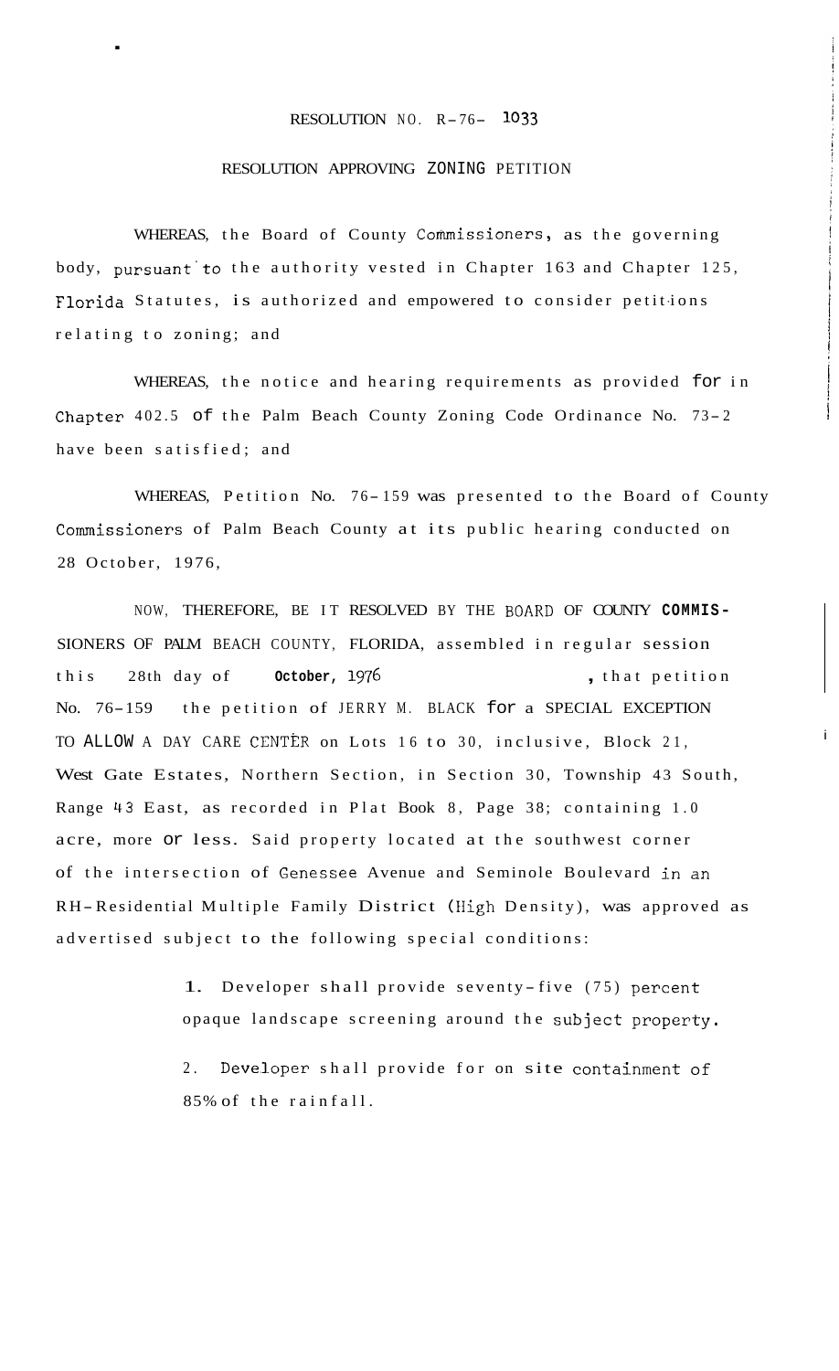RESOLUTION NO. R-76- 1033

RESOLUTION APPROVING ZONING PETITION

WHEREAS, the Board of County Commissioners, as the governing body, pursuant to the authority vested in Chapter 163 and Chapter 125, Florida Statutes, is authorized and empowered to consider petitions relating to zoning; and

WHEREAS, the notice and hearing requirements as provided for in Chapter 402.5 of the Palm Beach County Zoning Code Ordinance No. 73-2 have been satisfied; and

WHEREAS, Petition No. 76-159 was presented to the Board of County Commissioners of Palm Beach County at its public hearing conducted on 28 October, 1976,

NOW, THEREFORE, BE IT RESOLVED BY THE BOARD OF COUNTY COMMISSIONERS OF PALM BEACH COUNTY, FLORIDA, assembled in regular session this 28th day of **October**, 1976, that petition No. 76-159 the petition of JERRY M. BLACK for a SPECIAL EXCEPTION TO ALLOW A DAY CARE CENTER on Lots 16 to 30, inclusive, Block 21, West Gate Estates, Northern Section, in Section 30, Township 43 South, Range 43 East, as recorded in Plat Book 8, Page 38; containing 1.0 acre, more or less. Said property located at the southwest corner of the intersection of Genessee Avenue and Seminole Boulevard in an RH-Residential Multiple Family District (High Density), was approved as advertised subject to the following special conditions:

1. Developer shall provide seventy-five (75) percent opaque landscape screening around the subject property.

2. Developer shall provide for on site containment of 85% of the rainfall.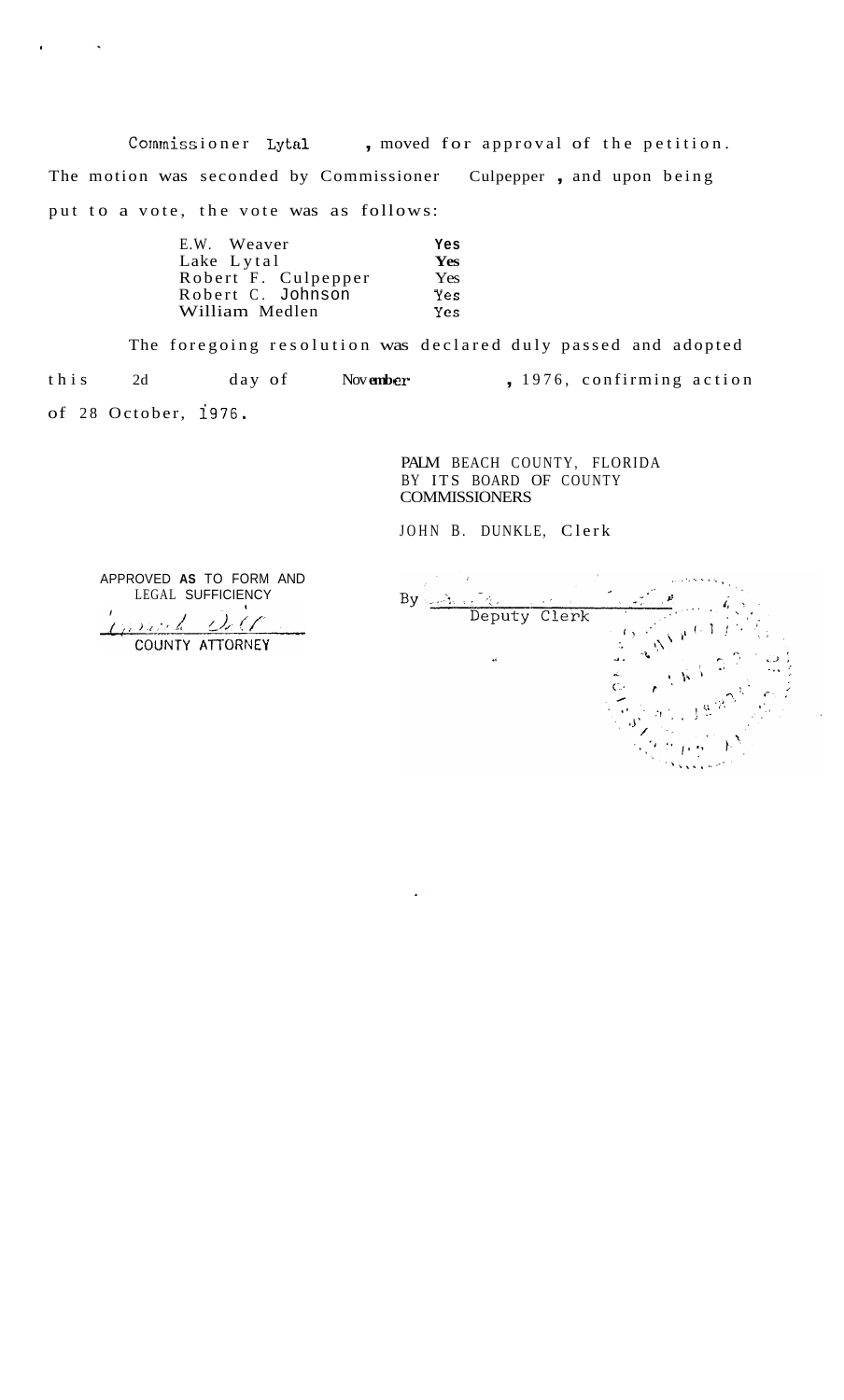Commissioner Lytal , moved for approval of the petition. The motion was seconded by Commissioner Culpepper , and upon being put to a vote, the vote was as follows:

| | |
|---|---|
| E.W. Weaver | Yes |
| Lake Lytal | Yes |
| Robert F. Culpepper | Yes |
| Robert C. Johnson | Yes |
| William Medlen | Yes |

The foregoing resolution was declared duly passed and adopted this 2d day of November , 1976, confirming action of 28 October, 1976.

PALM BEACH COUNTY, FLORIDA
BY ITS BOARD OF COUNTY
COMMISSIONERS

JOHN B. DUNKLE, Clerk

APPROVED AS TO FORM AND
LEGAL SUFFICIENCY

COUNTY ATTORNEY

By ____________________
Deputy Clerk